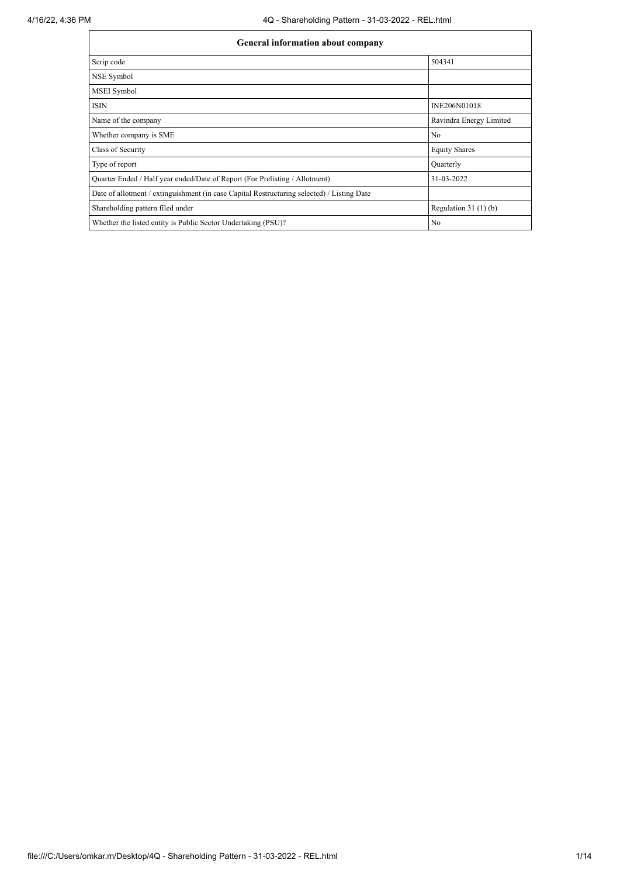| General information about company | |
|---|---|
| Scrip code | 504341 |
| NSE Symbol | |
| MSEI Symbol | |
| ISIN | INE206N01018 |
| Name of the company | Ravindra Energy Limited |
| Whether company is SME | No |
| Class of Security | Equity Shares |
| Type of report | Quarterly |
| Quarter Ended / Half year ended/Date of Report (For Prelisting / Allotment) | 31-03-2022 |
| Date of allotment / extinguishment (in case Capital Restructuring selected) / Listing Date | |
| Shareholding pattern filed under | Regulation 31 (1) (b) |
| Whether the listed entity is Public Sector Undertaking (PSU)? | No |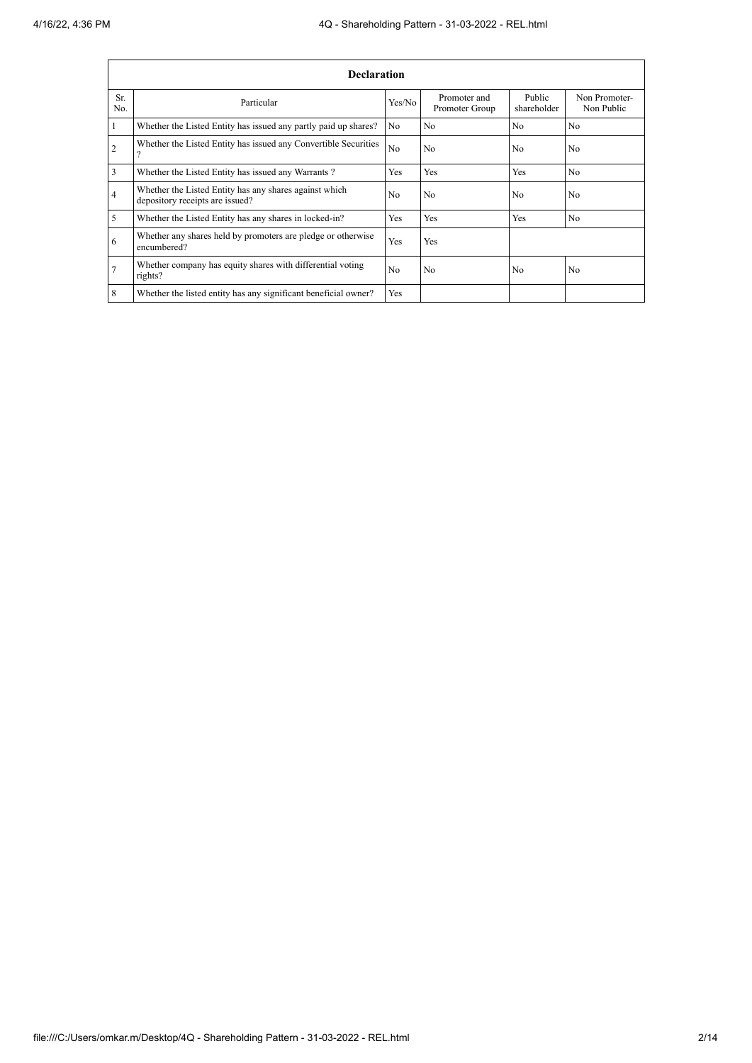| Declaration | | | | | |
|---|---|---|---|---|---|
| Sr. No. | Particular | Yes/No | Promoter and Promoter Group | Public shareholder | Non Promoter- Non Public |
| 1 | Whether the Listed Entity has issued any partly paid up shares? | No | No | No | No |
| 2 | Whether the Listed Entity has issued any Convertible Securities ? | No | No | No | No |
| 3 | Whether the Listed Entity has issued any Warrants ? | Yes | Yes | Yes | No |
| 4 | Whether the Listed Entity has any shares against which depository receipts are issued? | No | No | No | No |
| 5 | Whether the Listed Entity has any shares in locked-in? | Yes | Yes | Yes | No |
| 6 | Whether any shares held by promoters are pledge or otherwise encumbered? | Yes | Yes | | |
| 7 | Whether company has equity shares with differential voting rights? | No | No | No | No |
| 8 | Whether the listed entity has any significant beneficial owner? | Yes | | | |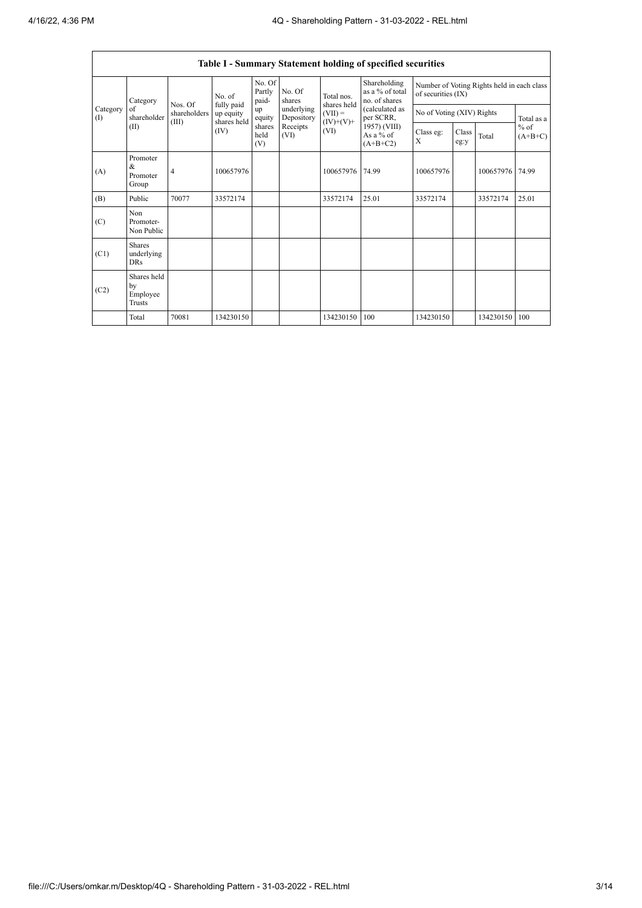## Table I - Summary Statement holding of specified securities

| Category (I) | Category of shareholder (II) | Nos. Of shareholders (III) | No. of fully paid up equity shares held (IV) | No. Of Partly paid-up equity shares held (V) | No. Of shares underlying Depository Receipts (VI) | Total nos. shares held (VII) = (IV)+(V)+ (VI) | Shareholding as a % of total no. of shares (calculated as per SCRR, 1957) (VIII) As a % of (A+B+C2) | Number of Voting Rights held in each class of securities (IX) | | | |
|---|---|---|---|---|---|---|---|---|---|---|---|
| | | | | | | | | No of Voting (XIV) Rights | | | Total as a % of (A+B+C) |
| | | | | | | | | Class eg: X | Class eg:y | Total | |
| (A) | Promoter & Promoter Group | 4 | 100657976 | | | 100657976 | 74.99 | 100657976 | | 100657976 | 74.99 |
| (B) | Public | 70077 | 33572174 | | | 33572174 | 25.01 | 33572174 | | 33572174 | 25.01 |
| (C) | Non Promoter- Non Public | | | | | | | | | | |
| (C1) | Shares underlying DRs | | | | | | | | | | |
| (C2) | Shares held by Employee Trusts | | | | | | | | | | |
| | Total | 70081 | 134230150 | | | 134230150 | 100 | 134230150 | | 134230150 | 100 |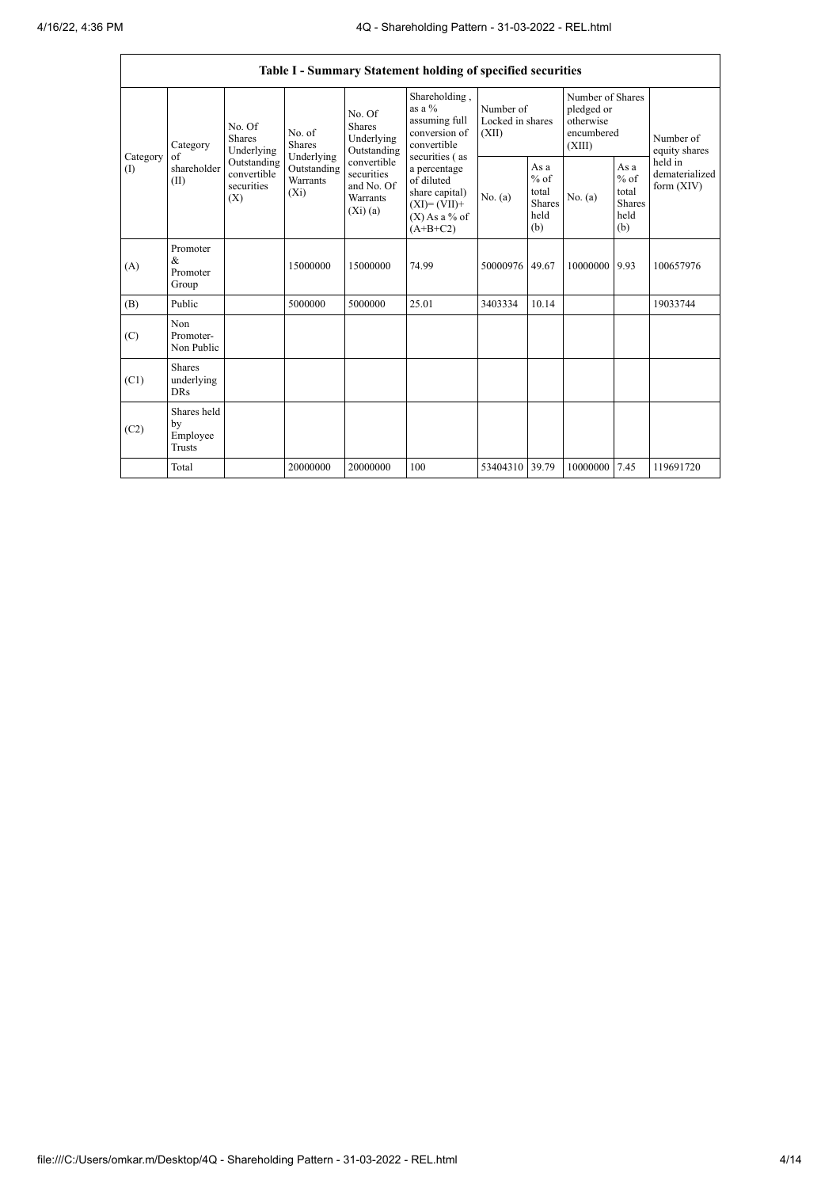| Table I - Summary Statement holding of specified securities | | | | | | | | | | |
|---|---|---|---|---|---|---|---|---|---|---|
| Category (I) | Category of shareholder (II) | No. Of Shares Underlying Outstanding convertible securities (X) | No. of Shares Underlying Outstanding Warrants (Xi) | No. Of Shares Underlying Outstanding convertible securities and No. Of Warrants (Xi) (a) | Shareholding , as a % assuming full conversion of convertible securities ( as a percentage of diluted share capital) (XI)= (VII)+(X) As a % of (A+B+C2) | Number of Locked in shares (XII) | | Number of Shares pledged or otherwise encumbered (XIII) | | Number of equity shares held in dematerialized form (XIV) |
| | | | | | | No. (a) | As a % of total Shares held (b) | No. (a) | As a % of total Shares held (b) | |
| (A) | Promoter & Promoter Group | | 15000000 | 15000000 | 74.99 | 50000976 | 49.67 | 10000000 | 9.93 | 100657976 |
| (B) | Public | | 5000000 | 5000000 | 25.01 | 3403334 | 10.14 | | | 19033744 |
| (C) | Non Promoter- Non Public | | | | | | | | | |
| (C1) | Shares underlying DRs | | | | | | | | | |
| (C2) | Shares held by Employee Trusts | | | | | | | | | |
| | Total | | 20000000 | 20000000 | 100 | 53404310 | 39.79 | 10000000 | 7.45 | 119691720 |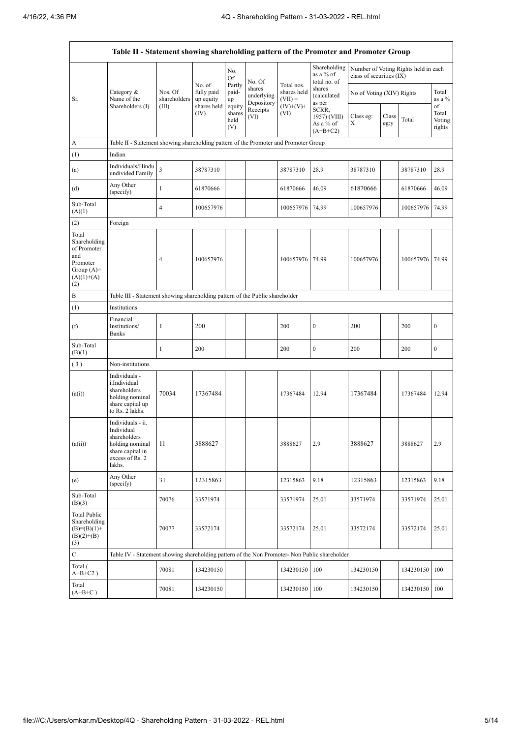| Table II - Statement showing shareholding pattern of the Promoter and Promoter Group | | | | | | | | | | | |
|---|---|---|---|---|---|---|---|---|---|---|---|
| Sr. | Category & Name of the Shareholders (I) | Nos. Of shareholders (III) | No. of fully paid up equity shares held (IV) | No. Of Partly paid-up equity shares held (V) | No. Of shares underlying Depository Receipts (VI) | Total nos. shares held (VII) = (IV)+(V)+ (VI) | Shareholding as a % of total no. of shares (calculated as per SCRR, 1957) (VIII) As a % of (A+B+C2) | Number of Voting Rights held in each class of securities (IX) | | | |
| | | | | | | | | No of Voting (XIV) Rights | | | Total as a % of Total Voting rights |
| | | | | | | | | Class eg: X | Class eg:y | Total | |
| A | Table II - Statement showing shareholding pattern of the Promoter and Promoter Group | | | | | | | | | | |
| (1) | Indian | | | | | | | | | | |
| (a) | Individuals/Hindu undivided Family | 3 | 38787310 | | | 38787310 | 28.9 | 38787310 | | 38787310 | 28.9 |
| (d) | Any Other (specify) | 1 | 61870666 | | | 61870666 | 46.09 | 61870666 | | 61870666 | 46.09 |
| Sub-Total (A)(1) | | 4 | 100657976 | | | 100657976 | 74.99 | 100657976 | | 100657976 | 74.99 |
| (2) | Foreign | | | | | | | | | | |
| Total Shareholding of Promoter and Promoter Group (A)=(A)(1)+(A)(2) | | 4 | 100657976 | | | 100657976 | 74.99 | 100657976 | | 100657976 | 74.99 |
| B | Table III - Statement showing shareholding pattern of the Public shareholder | | | | | | | | | | |
| (1) | Institutions | | | | | | | | | | |
| (f) | Financial Institutions/ Banks | 1 | 200 | | | 200 | 0 | 200 | | 200 | 0 |
| Sub-Total (B)(1) | | 1 | 200 | | | 200 | 0 | 200 | | 200 | 0 |
| (3) | Non-institutions | | | | | | | | | | |
| (a(i)) | Individuals - i.Individual shareholders holding nominal share capital up to Rs. 2 lakhs. | 70034 | 17367484 | | | 17367484 | 12.94 | 17367484 | | 17367484 | 12.94 |
| (a(ii)) | Individuals - ii. Individual shareholders holding nominal share capital in excess of Rs. 2 lakhs. | 11 | 3888627 | | | 3888627 | 2.9 | 3888627 | | 3888627 | 2.9 |
| (e) | Any Other (specify) | 31 | 12315863 | | | 12315863 | 9.18 | 12315863 | | 12315863 | 9.18 |
| Sub-Total (B)(3) | | 70076 | 33571974 | | | 33571974 | 25.01 | 33571974 | | 33571974 | 25.01 |
| Total Public Shareholding (B)=(B)(1)+(B)(2)+(B)(3) | | 70077 | 33572174 | | | 33572174 | 25.01 | 33572174 | | 33572174 | 25.01 |
| C | Table IV - Statement showing shareholding pattern of the Non Promoter- Non Public shareholder | | | | | | | | | | |
| Total ( A+B+C2 ) | | 70081 | 134230150 | | | 134230150 | 100 | 134230150 | | 134230150 | 100 |
| Total (A+B+C ) | | 70081 | 134230150 | | | 134230150 | 100 | 134230150 | | 134230150 | 100 |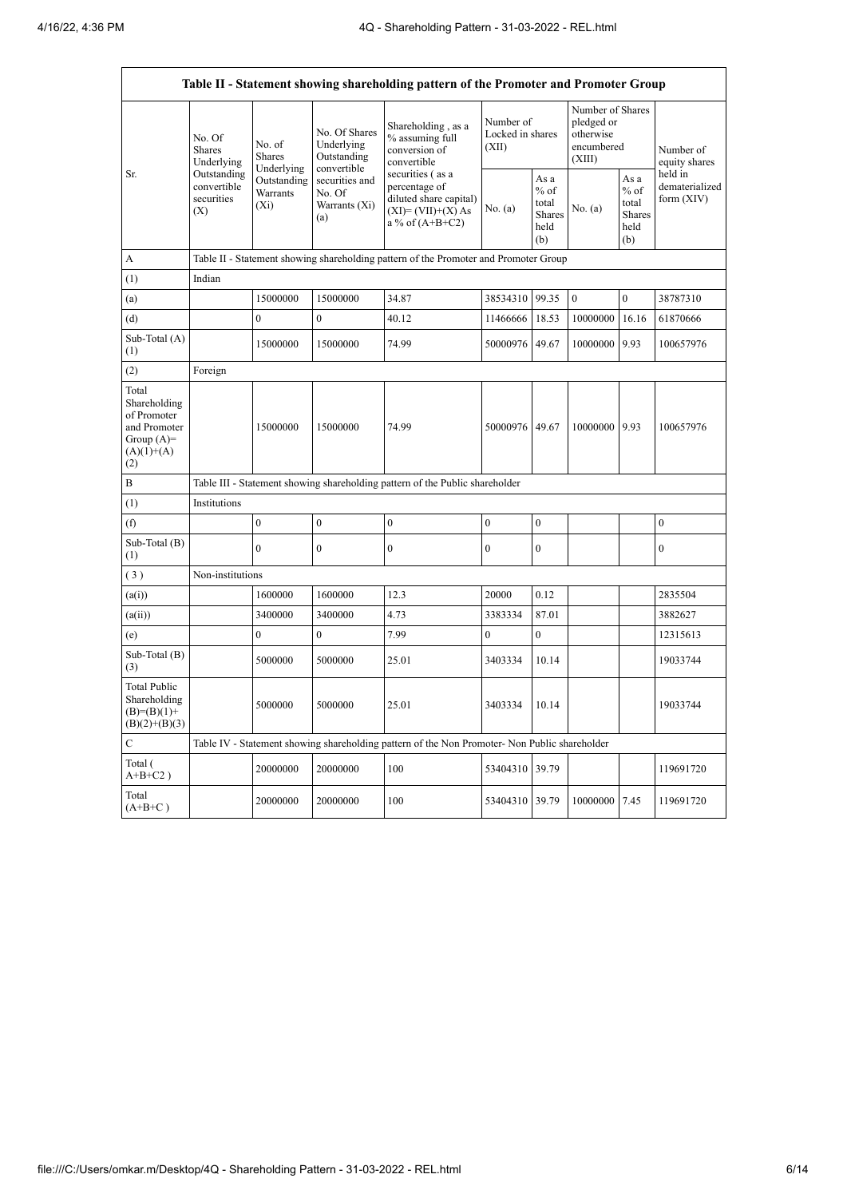| Table II - Statement showing shareholding pattern of the Promoter and Promoter Group | | | | | | | | | |
|---|---|---|---|---|---|---|---|---|---|
| Sr. | No. Of Shares Underlying Outstanding convertible securities (X) | No. of Shares Underlying Outstanding Warrants (Xi) | No. Of Shares Underlying Outstanding convertible securities and No. Of Warrants (Xi) (a) | Shareholding , as a % assuming full conversion of convertible securities ( as a percentage of diluted share capital) (XI)= (VII)+(X) As a % of (A+B+C2) | Number of Locked in shares (XII) | | Number of Shares pledged or otherwise encumbered (XIII) | | Number of equity shares held in dematerialized form (XIV) |
| | | | | | No. (a) | As a % of total Shares held (b) | No. (a) | As a % of total Shares held (b) | |
| A | Table II - Statement showing shareholding pattern of the Promoter and Promoter Group | | | | | | | | |
| (1) | Indian | | | | | | | | |
| (a) | | 15000000 | 15000000 | 34.87 | 38534310 | 99.35 | 0 | 0 | 38787310 |
| (d) | | 0 | 0 | 40.12 | 11466666 | 18.53 | 10000000 | 16.16 | 61870666 |
| Sub-Total (A) (1) | | 15000000 | 15000000 | 74.99 | 50000976 | 49.67 | 10000000 | 9.93 | 100657976 |
| (2) | Foreign | | | | | | | | |
| Total Shareholding of Promoter and Promoter Group (A)= (A)(1)+(A)(2) | | 15000000 | 15000000 | 74.99 | 50000976 | 49.67 | 10000000 | 9.93 | 100657976 |
| B | Table III - Statement showing shareholding pattern of the Public shareholder | | | | | | | | |
| (1) | Institutions | | | | | | | | |
| (f) | | 0 | 0 | 0 | 0 | 0 | | | 0 |
| Sub-Total (B) (1) | | 0 | 0 | 0 | 0 | 0 | | | 0 |
| ( 3 ) | Non-institutions | | | | | | | | |
| (a(i)) | | 1600000 | 1600000 | 12.3 | 20000 | 0.12 | | | 2835504 |
| (a(ii)) | | 3400000 | 3400000 | 4.73 | 3383334 | 87.01 | | | 3882627 |
| (e) | | 0 | 0 | 7.99 | 0 | 0 | | | 12315613 |
| Sub-Total (B) (3) | | 5000000 | 5000000 | 25.01 | 3403334 | 10.14 | | | 19033744 |
| Total Public Shareholding (B)=(B)(1)+(B)(2)+(B)(3) | | 5000000 | 5000000 | 25.01 | 3403334 | 10.14 | | | 19033744 |
| C | Table IV - Statement showing shareholding pattern of the Non Promoter- Non Public shareholder | | | | | | | | |
| Total ( A+B+C2 ) | | 20000000 | 20000000 | 100 | 53404310 | 39.79 | | | 119691720 |
| Total (A+B+C ) | | 20000000 | 20000000 | 100 | 53404310 | 39.79 | 10000000 | 7.45 | 119691720 |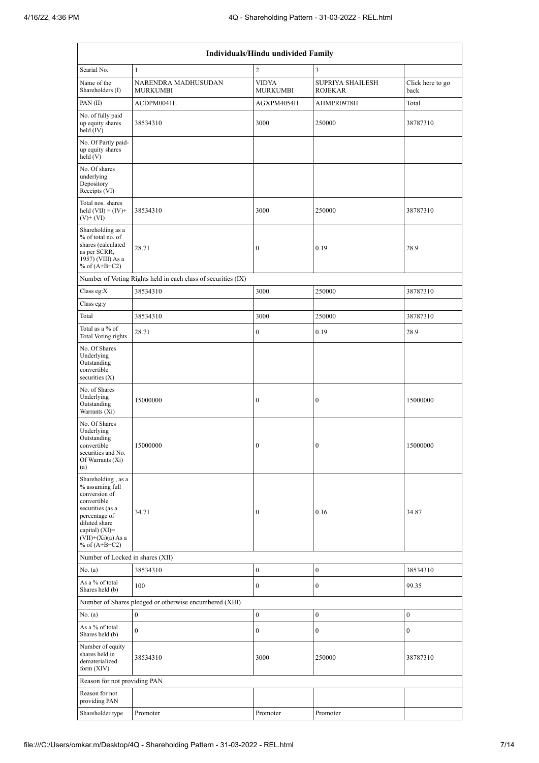| Individuals/Hindu undivided Family | | | | |
|---|---|---|---|---|
| Searial No. | 1 | 2 | 3 | |
| Name of the Shareholders (I) | NARENDRA MADHUSUDAN MURKUMBI | VIDYA MURKUMBI | SUPRIYA SHAILESH ROJEKAR | Click here to go back |
| PAN (II) | ACDPM0041L | AGXPM4054H | AHMPR0978H | Total |
| No. of fully paid up equity shares held (IV) | 38534310 | 3000 | 250000 | 38787310 |
| No. Of Partly paid-up equity shares held (V) | | | | |
| No. Of shares underlying Depository Receipts (VI) | | | | |
| Total nos. shares held (VII) = (IV)+ (V)+ (VI) | 38534310 | 3000 | 250000 | 38787310 |
| Shareholding as a % of total no. of shares (calculated as per SCRR, 1957) (VIII) As a % of (A+B+C2) | 28.71 | 0 | 0.19 | 28.9 |
| Number of Voting Rights held in each class of securities (IX) | | | | |
| Class eg:X | 38534310 | 3000 | 250000 | 38787310 |
| Class eg:y | | | | |
| Total | 38534310 | 3000 | 250000 | 38787310 |
| Total as a % of Total Voting rights | 28.71 | 0 | 0.19 | 28.9 |
| No. Of Shares Underlying Outstanding convertible securities (X) | | | | |
| No. of Shares Underlying Outstanding Warrants (Xi) | 15000000 | 0 | 0 | 15000000 |
| No. Of Shares Underlying Outstanding convertible securities and No. Of Warrants (Xi) (a) | 15000000 | 0 | 0 | 15000000 |
| Shareholding , as a % assuming full conversion of convertible securities (as a percentage of diluted share capital) (XI)= (VII)+(Xi)(a) As a % of (A+B+C2) | 34.71 | 0 | 0.16 | 34.87 |
| Number of Locked in shares (XII) | | | | |
| No. (a) | 38534310 | 0 | 0 | 38534310 |
| As a % of total Shares held (b) | 100 | 0 | 0 | 99.35 |
| Number of Shares pledged or otherwise encumbered (XIII) | | | | |
| No. (a) | 0 | 0 | 0 | 0 |
| As a % of total Shares held (b) | 0 | 0 | 0 | 0 |
| Number of equity shares held in dematerialized form (XIV) | 38534310 | 3000 | 250000 | 38787310 |
| Reason for not providing PAN | | | | |
| Reason for not providing PAN | | | | |
| Shareholder type | Promoter | Promoter | Promoter | |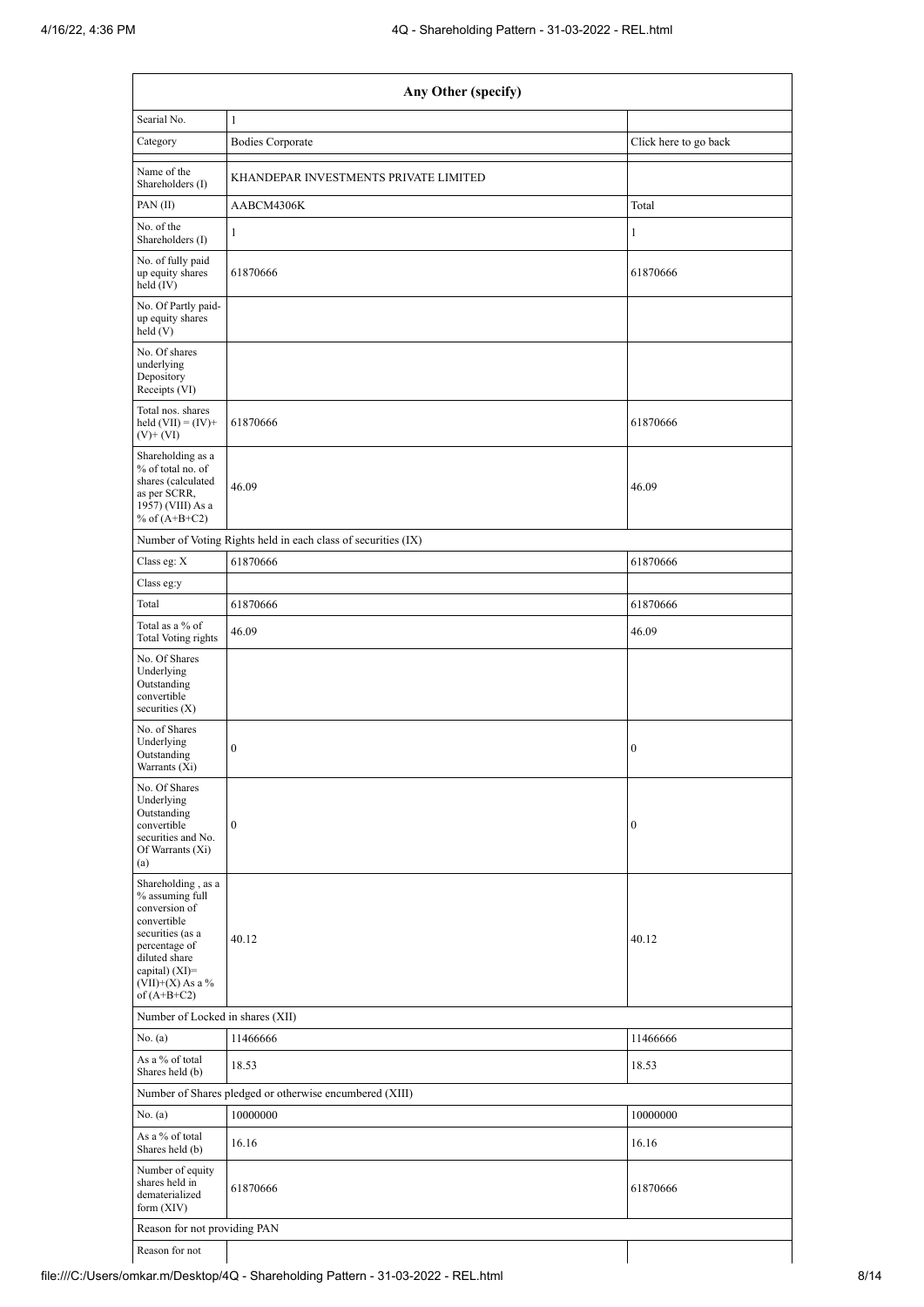| Any Other (specify) | | |
|---|---|---|
| Searial No. | 1 | |
| Category | Bodies Corporate | Click here to go back |
| Name of the Shareholders (I) | KHANDEPAR INVESTMENTS PRIVATE LIMITED | |
| PAN (II) | AABCM4306K | Total |
| No. of the Shareholders (I) | 1 | 1 |
| No. of fully paid up equity shares held (IV) | 61870666 | 61870666 |
| No. Of Partly paid-up equity shares held (V) | | |
| No. Of shares underlying Depository Receipts (VI) | | |
| Total nos. shares held (VII) = (IV)+ (V)+ (VI) | 61870666 | 61870666 |
| Shareholding as a % of total no. of shares (calculated as per SCRR, 1957) (VIII) As a % of (A+B+C2) | 46.09 | 46.09 |
| Number of Voting Rights held in each class of securities (IX) | | |
| Class eg: X | 61870666 | 61870666 |
| Class eg:y | | |
| Total | 61870666 | 61870666 |
| Total as a % of Total Voting rights | 46.09 | 46.09 |
| No. Of Shares Underlying Outstanding convertible securities (X) | | |
| No. of Shares Underlying Outstanding Warrants (Xi) | 0 | 0 |
| No. Of Shares Underlying Outstanding convertible securities and No. Of Warrants (Xi) (a) | 0 | 0 |
| Shareholding , as a % assuming full conversion of convertible securities (as a percentage of diluted share capital) (XI)= (VII)+(X) As a % of (A+B+C2) | 40.12 | 40.12 |
| Number of Locked in shares (XII) | | |
| No. (a) | 11466666 | 11466666 |
| As a % of total Shares held (b) | 18.53 | 18.53 |
| Number of Shares pledged or otherwise encumbered (XIII) | | |
| No. (a) | 10000000 | 10000000 |
| As a % of total Shares held (b) | 16.16 | 16.16 |
| Number of equity shares held in dematerialized form (XIV) | 61870666 | 61870666 |
| Reason for not providing PAN | | |
| Reason for not | | |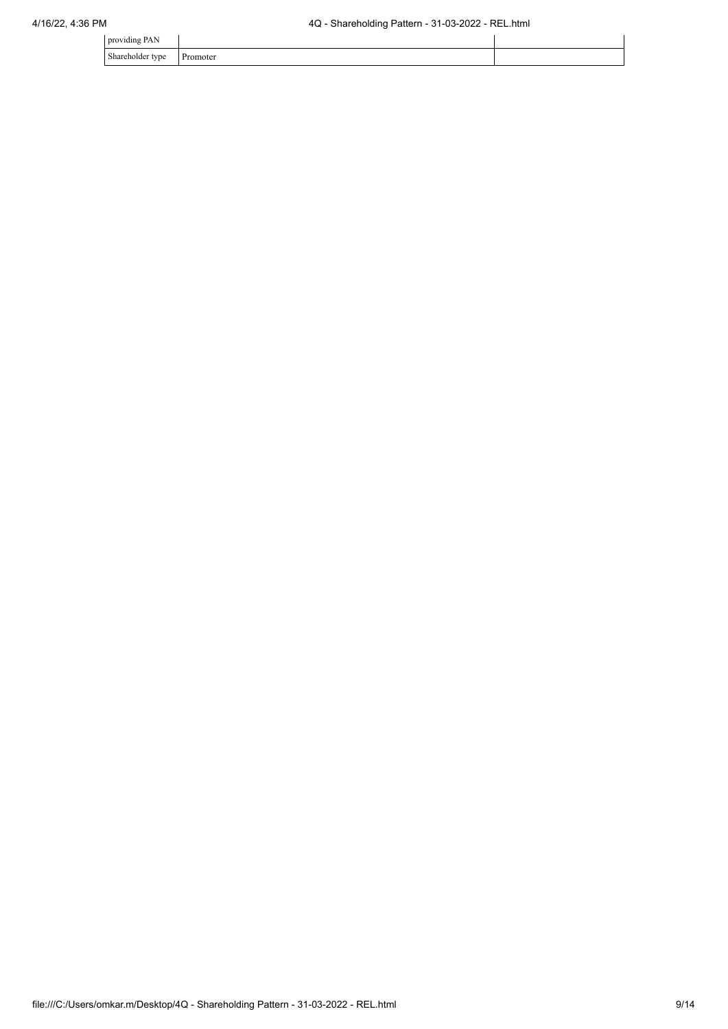| | | |
|---|---|---|
| providing PAN | | |
| Shareholder type | Promoter | |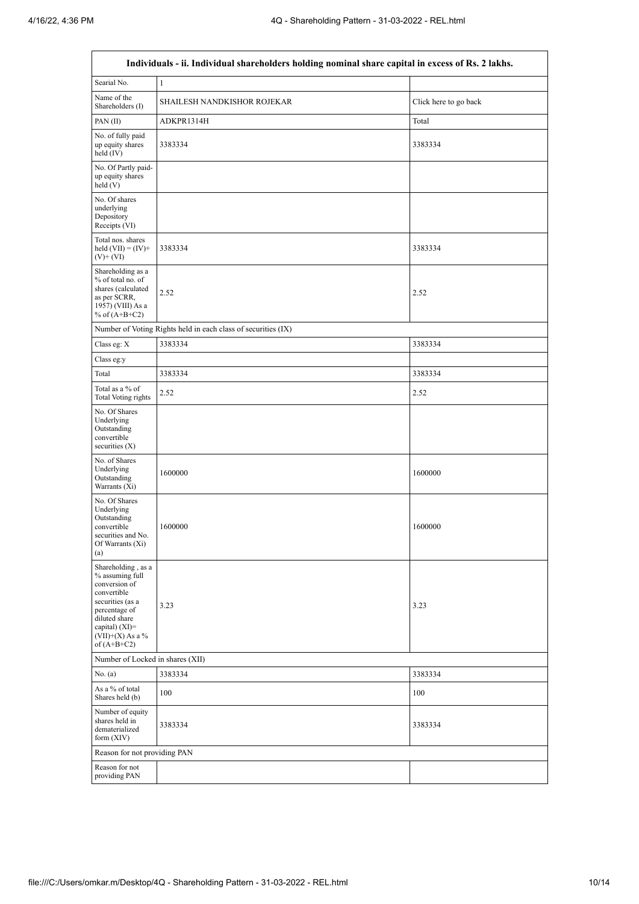| Individuals - ii. Individual shareholders holding nominal share capital in excess of Rs. 2 lakhs. | | |
|---|---|---|
| Searial No. | 1 | |
| Name of the Shareholders (I) | SHAILESH NANDKISHOR ROJEKAR | Click here to go back |
| PAN (II) | ADKPR1314H | Total |
| No. of fully paid up equity shares held (IV) | 3383334 | 3383334 |
| No. Of Partly paid-up equity shares held (V) | | |
| No. Of shares underlying Depository Receipts (VI) | | |
| Total nos. shares held (VII) = (IV)+ (V)+ (VI) | 3383334 | 3383334 |
| Shareholding as a % of total no. of shares (calculated as per SCRR, 1957) (VIII) As a % of (A+B+C2) | 2.52 | 2.52 |
| Number of Voting Rights held in each class of securities (IX) | | |
| Class eg: X | 3383334 | 3383334 |
| Class eg:y | | |
| Total | 3383334 | 3383334 |
| Total as a % of Total Voting rights | 2.52 | 2.52 |
| No. Of Shares Underlying Outstanding convertible securities (X) | | |
| No. of Shares Underlying Outstanding Warrants (Xi) | 1600000 | 1600000 |
| No. Of Shares Underlying Outstanding convertible securities and No. Of Warrants (Xi) (a) | 1600000 | 1600000 |
| Shareholding , as a % assuming full conversion of convertible securities (as a percentage of diluted share capital) (XI)= (VII)+(X) As a % of (A+B+C2) | 3.23 | 3.23 |
| Number of Locked in shares (XII) | | |
| No. (a) | 3383334 | 3383334 |
| As a % of total Shares held (b) | 100 | 100 |
| Number of equity shares held in dematerialized form (XIV) | 3383334 | 3383334 |
| Reason for not providing PAN | | |
| Reason for not providing PAN | | |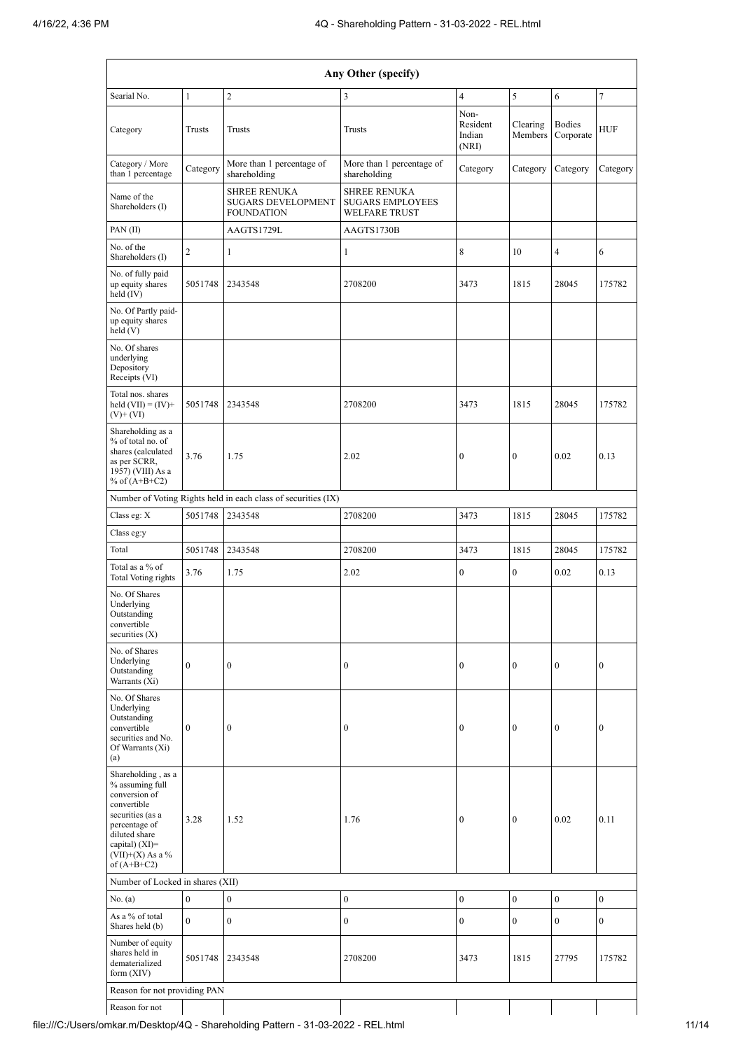| Any Other (specify) | | | | | | | |
|---|---|---|---|---|---|---|---|
| Searial No. | 1 | 2 | 3 | 4 | 5 | 6 | 7 |
| Category | Trusts | Trusts | Trusts | Non-Resident Indian (NRI) | Clearing Members | Bodies Corporate | HUF |
| Category / More than 1 percentage | Category | More than 1 percentage of shareholding | More than 1 percentage of shareholding | Category | Category | Category | Category |
| Name of the Shareholders (I) | | SHREE RENUKA SUGARS DEVELOPMENT FOUNDATION | SHREE RENUKA SUGARS EMPLOYEES WELFARE TRUST | | | | |
| PAN (II) | | AAGTS1729L | AAGTS1730B | | | | |
| No. of the Shareholders (I) | 2 | 1 | 1 | 8 | 10 | 4 | 6 |
| No. of fully paid up equity shares held (IV) | 5051748 | 2343548 | 2708200 | 3473 | 1815 | 28045 | 175782 |
| No. Of Partly paid-up equity shares held (V) | | | | | | | |
| No. Of shares underlying Depository Receipts (VI) | | | | | | | |
| Total nos. shares held (VII) = (IV)+ (V)+ (VI) | 5051748 | 2343548 | 2708200 | 3473 | 1815 | 28045 | 175782 |
| Shareholding as a % of total no. of shares (calculated as per SCRR, 1957) (VIII) As a % of (A+B+C2) | 3.76 | 1.75 | 2.02 | 0 | 0 | 0.02 | 0.13 |
| Number of Voting Rights held in each class of securities (IX) | | | | | | | |
| Class eg: X | 5051748 | 2343548 | 2708200 | 3473 | 1815 | 28045 | 175782 |
| Class eg:y | | | | | | | |
| Total | 5051748 | 2343548 | 2708200 | 3473 | 1815 | 28045 | 175782 |
| Total as a % of Total Voting rights | 3.76 | 1.75 | 2.02 | 0 | 0 | 0.02 | 0.13 |
| No. Of Shares Underlying Outstanding convertible securities (X) | | | | | | | |
| No. of Shares Underlying Outstanding Warrants (Xi) | 0 | 0 | 0 | 0 | 0 | 0 | 0 |
| No. Of Shares Underlying Outstanding convertible securities and No. Of Warrants (Xi) (a) | 0 | 0 | 0 | 0 | 0 | 0 | 0 |
| Shareholding , as a % assuming full conversion of convertible securities (as a percentage of diluted share capital) (XI)= (VII)+(X) As a % of (A+B+C2) | 3.28 | 1.52 | 1.76 | 0 | 0 | 0.02 | 0.11 |
| Number of Locked in shares (XII) | | | | | | | |
| No. (a) | 0 | 0 | 0 | 0 | 0 | 0 | 0 |
| As a % of total Shares held (b) | 0 | 0 | 0 | 0 | 0 | 0 | 0 |
| Number of equity shares held in dematerialized form (XIV) | 5051748 | 2343548 | 2708200 | 3473 | 1815 | 27795 | 175782 |
| Reason for not providing PAN | | | | | | | |
| Reason for not | | | | | | | |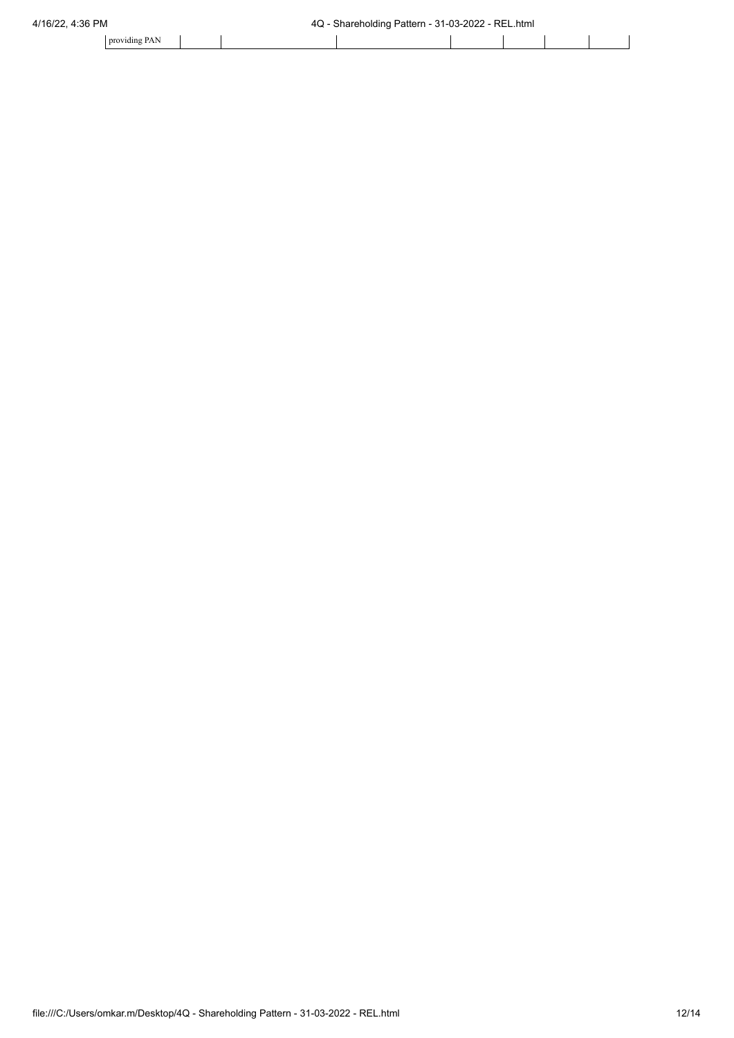| providing PAN | | | | | | | |
| --- | --- | --- | --- | --- | --- | --- | --- |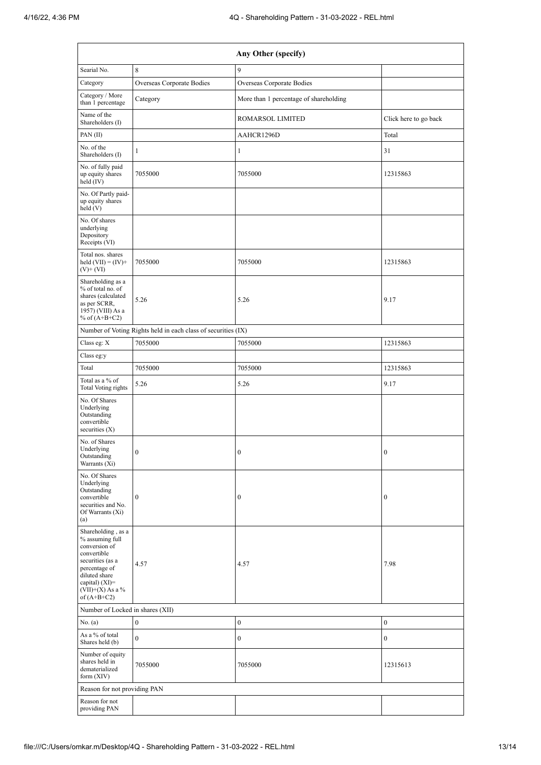| Any Other (specify) | | | |
|---|---|---|---|
| Searial No. | 8 | 9 | |
| Category | Overseas Corporate Bodies | Overseas Corporate Bodies | |
| Category / More than 1 percentage | Category | More than 1 percentage of shareholding | |
| Name of the Shareholders (I) | | ROMARSOL LIMITED | Click here to go back |
| PAN (II) | | AAHCR1296D | Total |
| No. of the Shareholders (I) | 1 | 1 | 31 |
| No. of fully paid up equity shares held (IV) | 7055000 | 7055000 | 12315863 |
| No. Of Partly paid-up equity shares held (V) | | | |
| No. Of shares underlying Depository Receipts (VI) | | | |
| Total nos. shares held (VII) = (IV)+(V)+ (VI) | 7055000 | 7055000 | 12315863 |
| Shareholding as a % of total no. of shares (calculated as per SCRR, 1957) (VIII) As a % of (A+B+C2) | 5.26 | 5.26 | 9.17 |
| Number of Voting Rights held in each class of securities (IX) | | | |
| Class eg: X | 7055000 | 7055000 | 12315863 |
| Class eg:y | | | |
| Total | 7055000 | 7055000 | 12315863 |
| Total as a % of Total Voting rights | 5.26 | 5.26 | 9.17 |
| No. Of Shares Underlying Outstanding convertible securities (X) | | | |
| No. of Shares Underlying Outstanding Warrants (Xi) | 0 | 0 | 0 |
| No. Of Shares Underlying Outstanding convertible securities and No. Of Warrants (Xi) (a) | 0 | 0 | 0 |
| Shareholding , as a % assuming full conversion of convertible securities (as a percentage of diluted share capital) (XI)= (VII)+(X) As a % of (A+B+C2) | 4.57 | 4.57 | 7.98 |
| Number of Locked in shares (XII) | | | |
| No. (a) | 0 | 0 | 0 |
| As a % of total Shares held (b) | 0 | 0 | 0 |
| Number of equity shares held in dematerialized form (XIV) | 7055000 | 7055000 | 12315613 |
| Reason for not providing PAN | | | |
| Reason for not providing PAN | | | |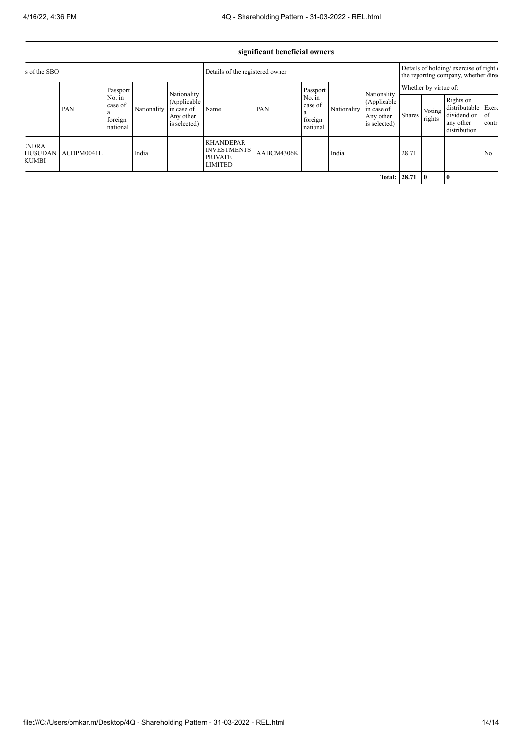## significant beneficial owners

| s of the SBO | | | | | Details of the registered owner | | | | | Details of holding/ exercise of right ( the reporting company, whether direc | | | |
|---|---|---|---|---|---|---|---|---|---|---|---|---|---|
| | | | | | | | | | | Whether by virtue of: | | | |
| | PAN | Passport No. in case of a foreign national | Nationality | Nationality (Applicable in case of Any other is selected) | Name | PAN | Passport No. in case of a foreign national | Nationality | Nationality (Applicable in case of Any other is selected) | Shares | Voting rights | Rights on distributable dividend or any other distribution | Exerc of contr |
| :NDRA HUSUDAN KUMBI | ACDPM0041L | | India | | KHANDEPAR INVESTMENTS PRIVATE LIMITED | AABCM4306K | | India | | 28.71 | | | No |
| | | | | | | | | | **Total:** | **28.71** | **0** | **0** | |